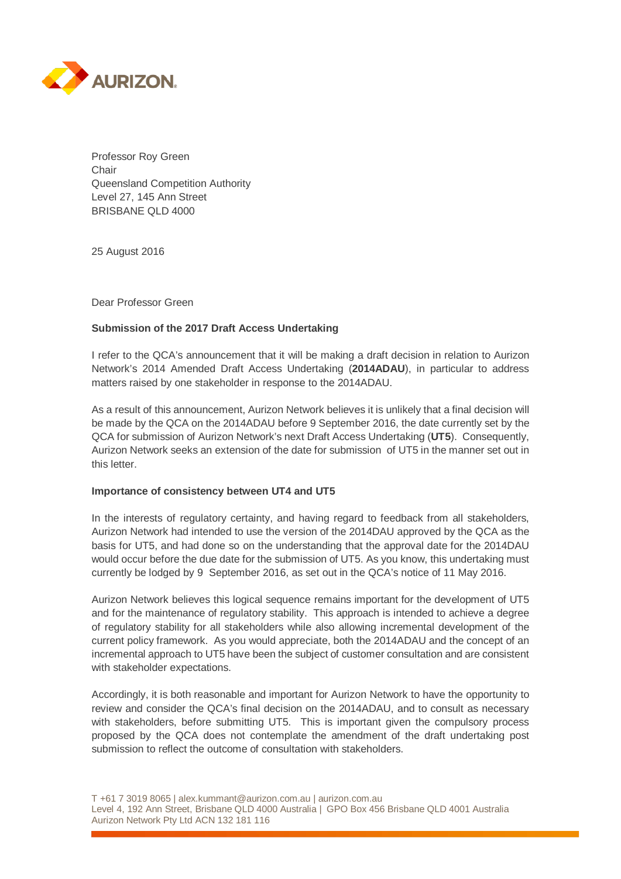AURIZON

Professor Roy Green
Chair
Queensland Competition Authority
Level 27, 145 Ann Street
BRISBANE QLD 4000

25 August 2016

Dear Professor Green

**Submission of the 2017 Draft Access Undertaking**

I refer to the QCA's announcement that it will be making a draft decision in relation to Aurizon Network's 2014 Amended Draft Access Undertaking (**2014ADAU**), in particular to address matters raised by one stakeholder in response to the 2014ADAU.

As a result of this announcement, Aurizon Network believes it is unlikely that a final decision will be made by the QCA on the 2014ADAU before 9 September 2016, the date currently set by the QCA for submission of Aurizon Network's next Draft Access Undertaking (**UT5**). Consequently, Aurizon Network seeks an extension of the date for submission of UT5 in the manner set out in this letter.

**Importance of consistency between UT4 and UT5**

In the interests of regulatory certainty, and having regard to feedback from all stakeholders, Aurizon Network had intended to use the version of the 2014DAU approved by the QCA as the basis for UT5, and had done so on the understanding that the approval date for the 2014DAU would occur before the due date for the submission of UT5. As you know, this undertaking must currently be lodged by 9 September 2016, as set out in the QCA's notice of 11 May 2016.

Aurizon Network believes this logical sequence remains important for the development of UT5 and for the maintenance of regulatory stability. This approach is intended to achieve a degree of regulatory stability for all stakeholders while also allowing incremental development of the current policy framework. As you would appreciate, both the 2014ADAU and the concept of an incremental approach to UT5 have been the subject of customer consultation and are consistent with stakeholder expectations.

Accordingly, it is both reasonable and important for Aurizon Network to have the opportunity to review and consider the QCA's final decision on the 2014ADAU, and to consult as necessary with stakeholders, before submitting UT5. This is important given the compulsory process proposed by the QCA does not contemplate the amendment of the draft undertaking post submission to reflect the outcome of consultation with stakeholders.

T +61 7 3019 8065 | alex.kummant@aurizon.com.au | aurizon.com.au
Level 4, 192 Ann Street, Brisbane QLD 4000 Australia | GPO Box 456 Brisbane QLD 4001 Australia
Aurizon Network Pty Ltd ACN 132 181 116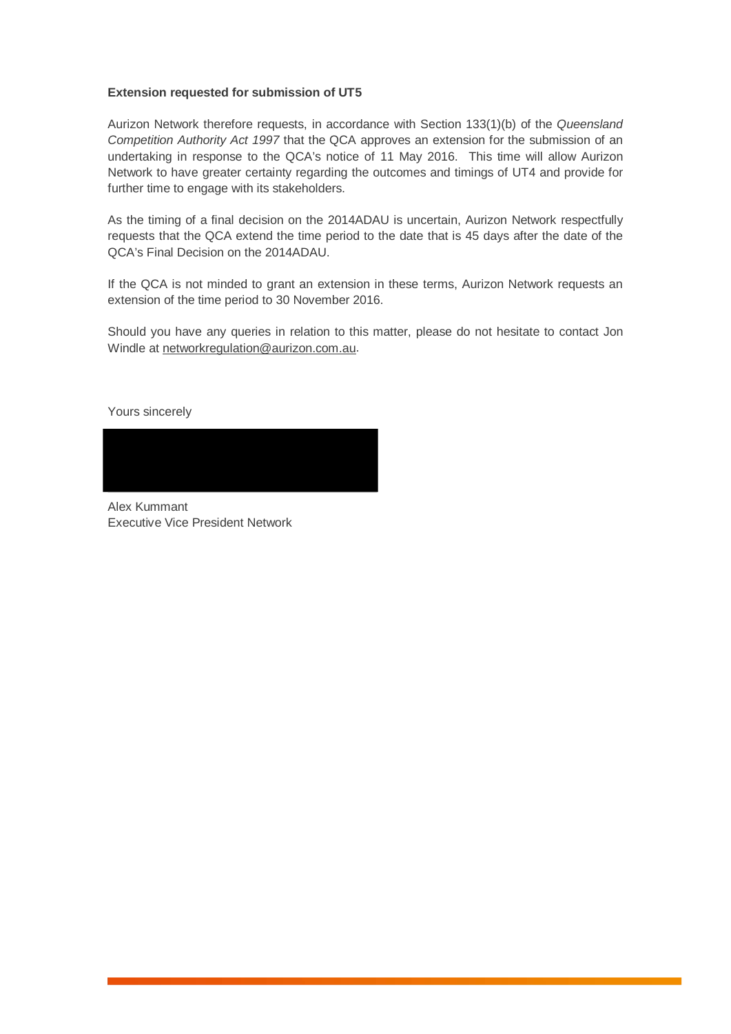**Extension requested for submission of UT5**

Aurizon Network therefore requests, in accordance with Section 133(1)(b) of the *Queensland Competition Authority Act 1997* that the QCA approves an extension for the submission of an undertaking in response to the QCA's notice of 11 May 2016. This time will allow Aurizon Network to have greater certainty regarding the outcomes and timings of UT4 and provide for further time to engage with its stakeholders.

As the timing of a final decision on the 2014ADAU is uncertain, Aurizon Network respectfully requests that the QCA extend the time period to the date that is 45 days after the date of the QCA's Final Decision on the 2014ADAU.

If the QCA is not minded to grant an extension in these terms, Aurizon Network requests an extension of the time period to 30 November 2016.

Should you have any queries in relation to this matter, please do not hesitate to contact Jon Windle at networkregulation@aurizon.com.au.

Yours sincerely

Alex Kummant
Executive Vice President Network